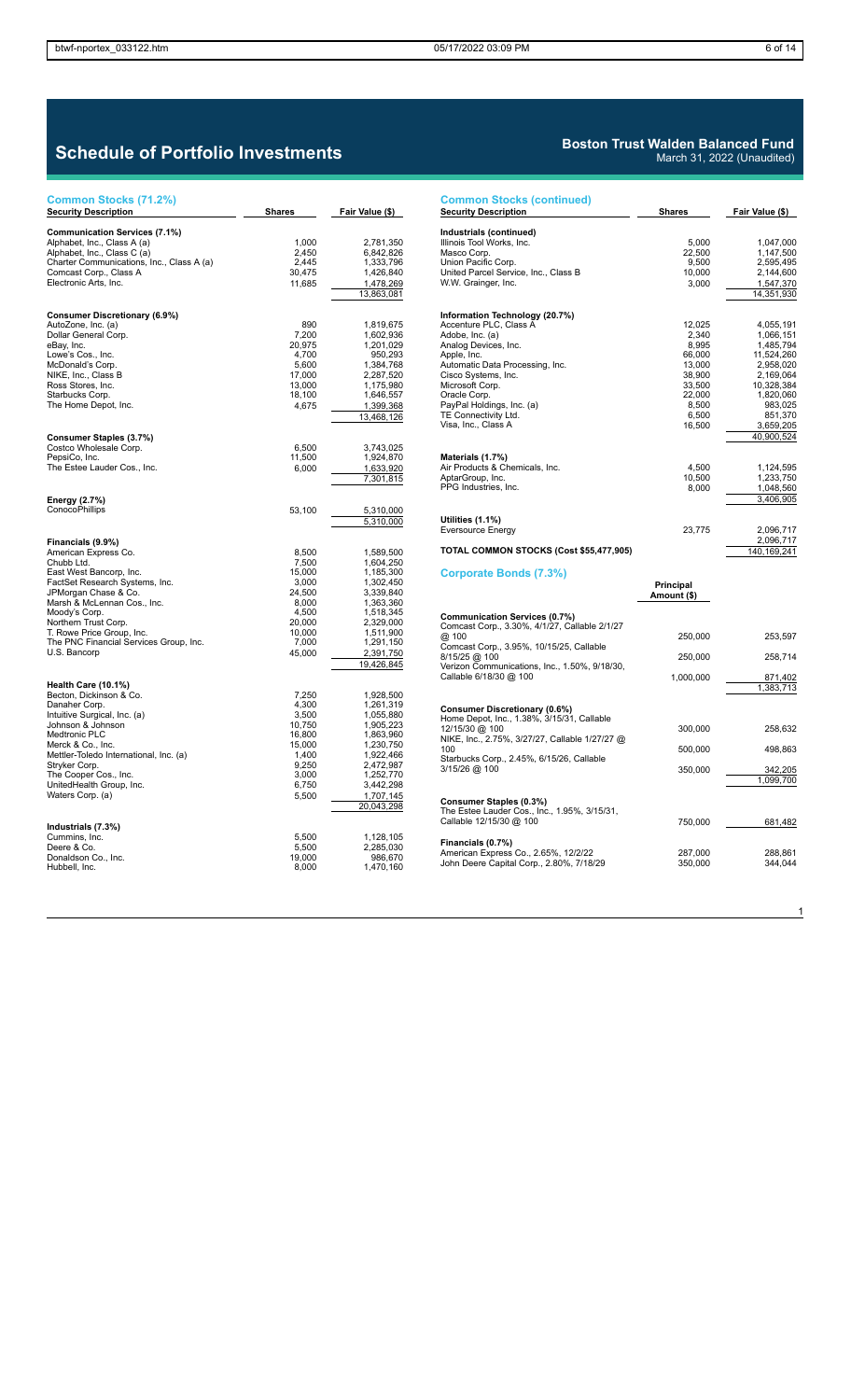# Schedule of Portfolio Investments

**Boston Trust Walden Balanced Fund**
March 31, 2022 (Unaudited)

## Common Stocks (71.2%)

| Security Description | Shares | Fair Value ($) |
|---|---|---|
| **Communication Services (7.1%)** | | |
| Alphabet, Inc., Class A (a) | 1,000 | 2,781,350 |
| Alphabet, Inc., Class C (a) | 2,450 | 6,842,826 |
| Charter Communications, Inc., Class A (a) | 2,445 | 1,333,796 |
| Comcast Corp., Class A | 30,475 | 1,426,840 |
| Electronic Arts, Inc. | 11,685 | 1,478,269 |
| | | 13,863,081 |
| **Consumer Discretionary (6.9%)** | | |
| AutoZone, Inc. (a) | 890 | 1,819,675 |
| Dollar General Corp. | 7,200 | 1,602,936 |
| eBay, Inc. | 20,975 | 1,201,029 |
| Lowe's Cos., Inc. | 4,700 | 950,293 |
| McDonald's Corp. | 5,600 | 1,384,768 |
| NIKE, Inc., Class B | 17,000 | 2,287,520 |
| Ross Stores, Inc. | 13,000 | 1,175,980 |
| Starbucks Corp. | 18,100 | 1,646,557 |
| The Home Depot, Inc. | 4,675 | 1,399,368 |
| | | 13,468,126 |
| **Consumer Staples (3.7%)** | | |
| Costco Wholesale Corp. | 6,500 | 3,743,025 |
| PepsiCo, Inc. | 11,500 | 1,924,870 |
| The Estee Lauder Cos., Inc. | 6,000 | 1,633,920 |
| | | 7,301,815 |
| **Energy (2.7%)** | | |
| ConocoPhillips | 53,100 | 5,310,000 |
| | | 5,310,000 |
| **Financials (9.9%)** | | |
| American Express Co. | 8,500 | 1,589,500 |
| Chubb Ltd. | 7,500 | 1,604,250 |
| East West Bancorp, Inc. | 15,000 | 1,185,300 |
| FactSet Research Systems, Inc. | 3,000 | 1,302,450 |
| JPMorgan Chase & Co. | 24,500 | 3,339,840 |
| Marsh & McLennan Cos., Inc. | 8,000 | 1,363,360 |
| Moody's Corp. | 4,500 | 1,518,345 |
| Northern Trust Corp. | 20,000 | 2,329,000 |
| T. Rowe Price Group, Inc. | 10,000 | 1,511,900 |
| The PNC Financial Services Group, Inc. | 7,000 | 1,291,150 |
| U.S. Bancorp | 45,000 | 2,391,750 |
| | | 19,426,845 |
| **Health Care (10.1%)** | | |
| Becton, Dickinson & Co. | 7,250 | 1,928,500 |
| Danaher Corp. | 4,300 | 1,261,319 |
| Intuitive Surgical, Inc. (a) | 3,500 | 1,055,880 |
| Johnson & Johnson | 10,750 | 1,905,223 |
| Medtronic PLC | 16,800 | 1,863,960 |
| Merck & Co., Inc. | 15,000 | 1,230,750 |
| Mettler-Toledo International, Inc. (a) | 1,400 | 1,922,466 |
| Stryker Corp. | 9,250 | 2,472,987 |
| The Cooper Cos., Inc. | 3,000 | 1,252,770 |
| UnitedHealth Group, Inc. | 6,750 | 3,442,298 |
| Waters Corp. (a) | 5,500 | 1,707,145 |
| | | 20,043,298 |
| **Industrials (7.3%)** | | |
| Cummins, Inc. | 5,500 | 1,128,105 |
| Deere & Co. | 5,500 | 2,285,030 |
| Donaldson Co., Inc. | 19,000 | 986,670 |
| Hubbell, Inc. | 8,000 | 1,470,160 |

## Common Stocks (continued)

| Security Description | Shares | Fair Value ($) |
|---|---|---|
| **Industrials (continued)** | | |
| Illinois Tool Works, Inc. | 5,000 | 1,047,000 |
| Masco Corp. | 22,500 | 1,147,500 |
| Union Pacific Corp. | 9,500 | 2,595,495 |
| United Parcel Service, Inc., Class B | 10,000 | 2,144,600 |
| W.W. Grainger, Inc. | 3,000 | 1,547,370 |
| | | 14,351,930 |
| **Information Technology (20.7%)** | | |
| Accenture PLC, Class A | 12,025 | 4,055,191 |
| Adobe, Inc. (a) | 2,340 | 1,066,151 |
| Analog Devices, Inc. | 8,995 | 1,485,794 |
| Apple, Inc. | 66,000 | 11,524,260 |
| Automatic Data Processing, Inc. | 13,000 | 2,958,020 |
| Cisco Systems, Inc. | 38,900 | 2,169,064 |
| Microsoft Corp. | 33,500 | 10,328,384 |
| Oracle Corp. | 22,000 | 1,820,060 |
| PayPal Holdings, Inc. (a) | 8,500 | 983,025 |
| TE Connectivity Ltd. | 6,500 | 851,370 |
| Visa, Inc., Class A | 16,500 | 3,659,205 |
| | | 40,900,524 |
| **Materials (1.7%)** | | |
| Air Products & Chemicals, Inc. | 4,500 | 1,124,595 |
| AptarGroup, Inc. | 10,500 | 1,233,750 |
| PPG Industries, Inc. | 8,000 | 1,048,560 |
| | | 3,406,905 |
| **Utilities (1.1%)** | | |
| Eversource Energy | 23,775 | 2,096,717 |
| | | 2,096,717 |
| **TOTAL COMMON STOCKS (Cost $55,477,905)** | | 140,169,241 |

## Corporate Bonds (7.3%)

| Security Description | Principal Amount ($) | Fair Value ($) |
|---|---|---|
| **Communication Services (0.7%)** | | |
| Comcast Corp., 3.30%, 4/1/27, Callable 2/1/27 @ 100 | 250,000 | 253,597 |
| Comcast Corp., 3.95%, 10/15/25, Callable 8/15/25 @ 100 | 250,000 | 258,714 |
| Verizon Communications, Inc., 1.50%, 9/18/30, Callable 6/18/30 @ 100 | 1,000,000 | 871,402 |
| | | 1,383,713 |
| **Consumer Discretionary (0.6%)** | | |
| Home Depot, Inc., 1.38%, 3/15/31, Callable 12/15/30 @ 100 | 300,000 | 258,632 |
| NIKE, Inc., 2.75%, 3/27/27, Callable 1/27/27 @ 100 | 500,000 | 498,863 |
| Starbucks Corp., 2.45%, 6/15/26, Callable 3/15/26 @ 100 | 350,000 | 342,205 |
| | | 1,099,700 |
| **Consumer Staples (0.3%)** | | |
| The Estee Lauder Cos., Inc., 1.95%, 3/15/31, Callable 12/15/30 @ 100 | 750,000 | 681,482 |
| **Financials (0.7%)** | | |
| American Express Co., 2.65%, 12/2/22 | 287,000 | 288,861 |
| John Deere Capital Corp., 2.80%, 7/18/29 | 350,000 | 344,044 |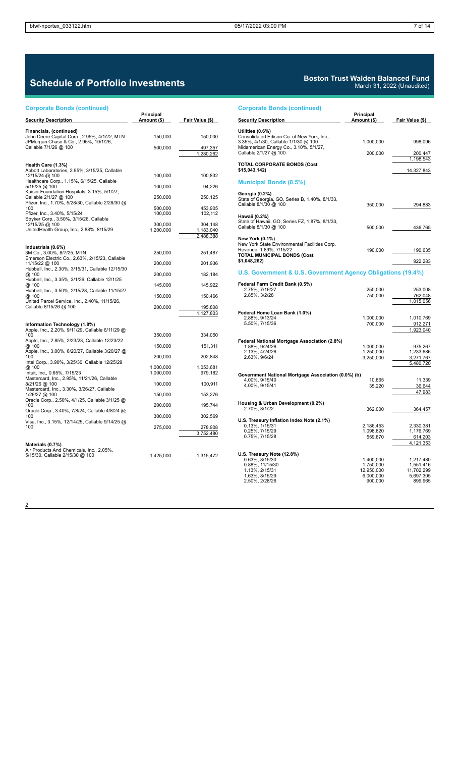# Schedule of Portfolio Investments

**Boston Trust Walden Balanced Fund**
March 31, 2022 (Unaudited)

## Corporate Bonds (continued)

| Security Description | Principal Amount ($) | Fair Value ($) |
|---|---|---|
| **Financials, (continued)** | | |
| John Deere Capital Corp., 2.95%, 4/1/22, MTN | 150,000 | 150,000 |
| JPMorgan Chase & Co., 2.95%, 10/1/26, Callable 7/1/26 @ 100 | 500,000 | 497,357 |
| | | 1,280,262 |
| **Health Care (1.3%)** | | |
| Abbott Laboratories, 2.95%, 3/15/25, Callable 12/15/24 @ 100 | 100,000 | 100,832 |
| Healthcare Corp., 1.15%, 6/15/25, Callable 5/15/25 @ 100 | 100,000 | 94,226 |
| Kaiser Foundation Hospitals, 3.15%, 5/1/27, Callable 2/1/27 @ 100 | 250,000 | 250,125 |
| Pfizer, Inc., 1.70%, 5/28/30, Callable 2/28/30 @ 100 | 500,000 | 453,905 |
| Pfizer, Inc., 3.40%, 5/15/24 | 100,000 | 102,112 |
| Stryker Corp., 3.50%, 3/15/26, Callable 12/15/25 @ 100 | 300,000 | 304,148 |
| UnitedHealth Group, Inc., 2.88%, 8/15/29 | 1,200,000 | 1,183,040 |
| | | 2,488,388 |
| **Industrials (0.6%)** | | |
| 3M Co., 3.00%, 8/7/25, MTN | 250,000 | 251,487 |
| Emerson Electric Co., 2.63%, 2/15/23, Callable 11/15/22 @ 100 | 200,000 | 201,936 |
| Hubbell, Inc., 2.30%, 3/15/31, Callable 12/15/30 @ 100 | 200,000 | 182,184 |
| Hubbell, Inc., 3.35%, 3/1/26, Callable 12/1/25 @ 100 | 145,000 | 145,922 |
| Hubbell, Inc., 3.50%, 2/15/28, Callable 11/15/27 @ 100 | 150,000 | 150,466 |
| United Parcel Service, Inc., 2.40%, 11/15/26, Callable 8/15/26 @ 100 | 200,000 | 195,808 |
| | | 1,127,803 |
| **Information Technology (1.8%)** | | |
| Apple, Inc., 2.20%, 9/11/29, Callable 6/11/29 @ 100 | 350,000 | 334,050 |
| Apple, Inc., 2.85%, 2/23/23, Callable 12/23/22 @ 100 | 150,000 | 151,311 |
| Apple, Inc., 3.00%, 6/20/27, Callable 3/20/27 @ 100 | 200,000 | 202,848 |
| Intel Corp., 3.90%, 3/25/30, Callable 12/25/29 @ 100 | 1,000,000 | 1,053,681 |
| Intuit, Inc., 0.65%, 7/15/23 | 1,000,000 | 979,182 |
| Mastercard, Inc., 2.95%, 11/21/26, Callable 8/21/26 @ 100 | 100,000 | 100,911 |
| Mastercard, Inc., 3.30%, 3/26/27, Callable 1/26/27 @ 100 | 150,000 | 153,276 |
| Oracle Corp., 2.50%, 4/1/25, Callable 3/1/25 @ 100 | 200,000 | 195,744 |
| Oracle Corp., 3.40%, 7/8/24, Callable 4/8/24 @ 100 | 300,000 | 302,569 |
| Visa, Inc., 3.15%, 12/14/25, Callable 9/14/25 @ 100 | 275,000 | 278,908 |
| | | 3,752,480 |
| **Materials (0.7%)** | | |
| Air Products And Chemicals, Inc., 2.05%, 5/15/30, Callable 2/15/30 @ 100 | 1,425,000 | 1,315,472 |
| **Utilities (0.6%)** | | |
| Consolidated Edison Co. of New York, Inc., 3.35%, 4/1/30, Callable 1/1/30 @ 100 | 1,000,000 | 998,096 |
| Midamerican Energy Co., 3.10%, 5/1/27, Callable 2/1/27 @ 100 | 200,000 | 200,447 |
| | | 1,198,543 |
| **TOTAL CORPORATE BONDS (Cost $15,043,142)** | | 14,327,843 |

## Municipal Bonds (0.5%)

| Security Description | Principal Amount ($) | Fair Value ($) |
|---|---|---|
| **Georgia (0.2%)** | | |
| State of Georgia, GO, Series B, 1.40%, 8/1/33, Callable 8/1/30 @ 100 | 350,000 | 294,883 |
| **Hawaii (0.2%)** | | |
| State of Hawaii, GO, Series FZ, 1.87%, 8/1/33, Callable 8/1/30 @ 100 | 500,000 | 436,765 |
| **New York (0.1%)** | | |
| New York State Environmental Facilities Corp. Revenue, 1.89%, 7/15/22 | 190,000 | 190,635 |
| **TOTAL MUNICIPAL BONDS (Cost $1,048,262)** | | 922,283 |

## U.S. Government & U.S. Government Agency Obligations (19.4%)

| Security Description | Principal Amount ($) | Fair Value ($) |
|---|---|---|
| **Federal Farm Credit Bank (0.5%)** | | |
| 2.75%, 7/16/27 | 250,000 | 253,008 |
| 2.85%, 3/2/28 | 750,000 | 762,048 |
| | | 1,015,056 |
| **Federal Home Loan Bank (1.0%)** | | |
| 2.88%, 9/13/24 | 1,000,000 | 1,010,769 |
| 5.50%, 7/15/36 | 700,000 | 912,271 |
| | | 1,923,040 |
| **Federal National Mortgage Association (2.8%)** | | |
| 1.88%, 9/24/26 | 1,000,000 | 975,267 |
| 2.13%, 4/24/26 | 1,250,000 | 1,233,686 |
| 2.63%, 9/6/24 | 3,250,000 | 3,271,767 |
| | | 5,480,720 |
| **Government National Mortgage Association (0.0%) (b)** | | |
| 4.00%, 9/15/40 | 10,865 | 11,339 |
| 4.00%, 9/15/41 | 35,220 | 36,644 |
| | | 47,983 |
| **Housing & Urban Development (0.2%)** | | |
| 2.70%, 8/1/22 | 362,000 | 364,457 |
| **U.S. Treasury Inflation Index Note (2.1%)** | | |
| 0.13%, 1/15/31 | 2,186,453 | 2,330,381 |
| 0.25%, 7/15/29 | 1,098,820 | 1,176,769 |
| 0.75%, 7/15/28 | 559,870 | 614,203 |
| | | 4,121,353 |
| **U.S. Treasury Note (12.8%)** | | |
| 0.63%, 8/15/30 | 1,400,000 | 1,217,480 |
| 0.88%, 11/15/30 | 1,750,000 | 1,551,416 |
| 1.13%, 2/15/31 | 12,950,000 | 11,702,299 |
| 1.63%, 8/15/29 | 6,000,000 | 5,697,305 |
| 2.50%, 2/28/26 | 900,000 | 899,965 |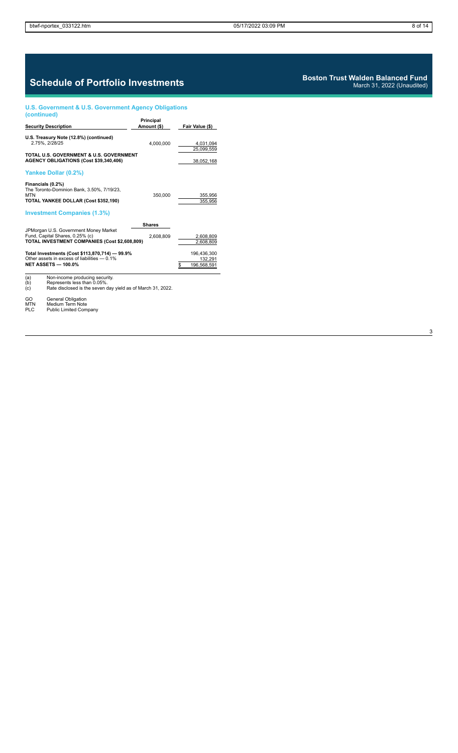# Schedule of Portfolio Investments

**Boston Trust Walden Balanced Fund**
March 31, 2022 (Unaudited)

### U.S. Government & U.S. Government Agency Obligations (continued)

| Security Description | Principal Amount ($) | Fair Value ($) |
|---|---|---|
| **U.S. Treasury Note (12.8%) (continued)** | | |
| 2.75%, 2/28/25 | 4,000,000 | 4,031,094 |
| | | 25,099,559 |
| **TOTAL U.S. GOVERNMENT & U.S. GOVERNMENT AGENCY OBLIGATIONS (Cost $39,340,406)** | | 38,052,168 |

### Yankee Dollar (0.2%)

| Security Description | Principal Amount ($) | Fair Value ($) |
|---|---|---|
| **Financials (0.2%)** | | |
| The Toronto-Dominion Bank, 3.50%, 7/19/23, MTN | 350,000 | 355,956 |
| **TOTAL YANKEE DOLLAR (Cost $352,190)** | | 355,956 |

### Investment Companies (1.3%)

| Security Description | Shares | Fair Value ($) |
|---|---|---|
| JPMorgan U.S. Government Money Market Fund, Capital Shares, 0.25% (c) | 2,608,809 | 2,608,809 |
| **TOTAL INVESTMENT COMPANIES (Cost $2,608,809)** | | 2,608,809 |
| **Total Investments (Cost $113,870,714) — 99.9%** | | 196,436,300 |
| Other assets in excess of liabilities — 0.1% | | 132,291 |
| **NET ASSETS — 100.0%** | | $ 196,568,591 |

(a) Non-income producing security.
(b) Represents less than 0.05%.
(c) Rate disclosed is the seven day yield as of March 31, 2022.

GO General Obligation
MTN Medium Term Note
PLC Public Limited Company